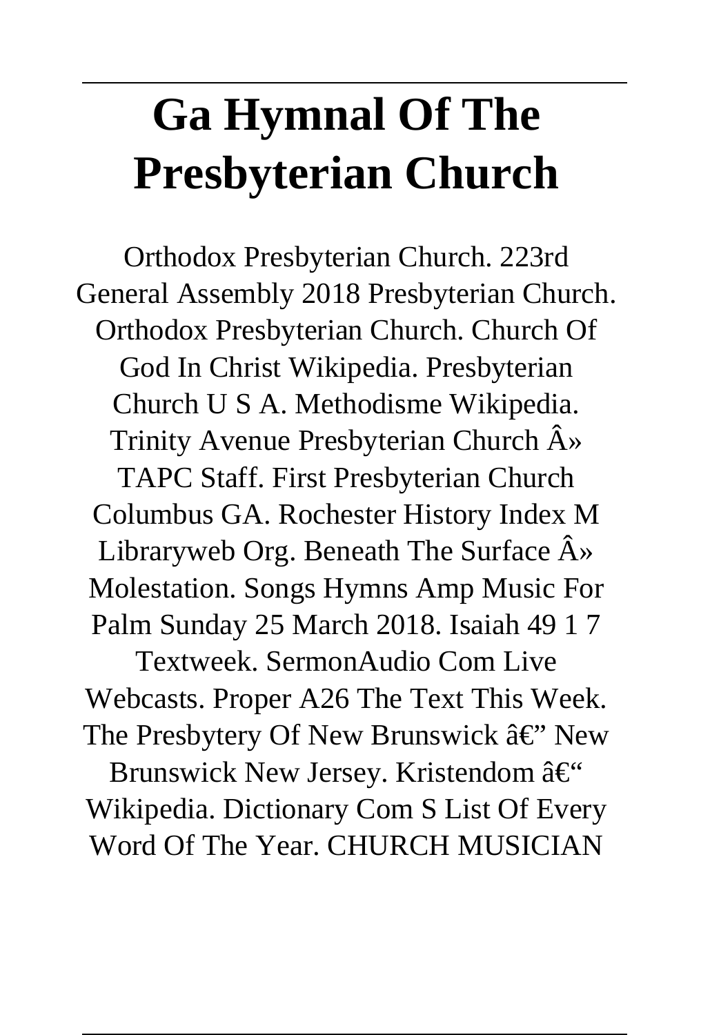# Ga Hymnal Of The Presbyterian Church

Orthodox Presbyterian Church. 223rd General Assembly 2018 Presbyterian Church. Orthodox Presbyterian Church. Church Of God In Christ Wikipedia. Presbyterian Church U S A. Methodisme Wikipedia. Trinity Avenue Presbyterian Church Â» TAPC Staff. First Presbyterian Church Columbus GA. Rochester History Index M Libraryweb Org. Beneath The Surface Â» Molestation. Songs Hymns Amp Music For Palm Sunday 25 March 2018. Isaiah 49 1 7 Textweek. SermonAudio Com Live Webcasts. Proper A26 The Text This Week. The Presbytery Of New Brunswick â€" New Brunswick New Jersey. Kristendom â€" Wikipedia. Dictionary Com S List Of Every Word Of The Year. CHURCH MUSICIAN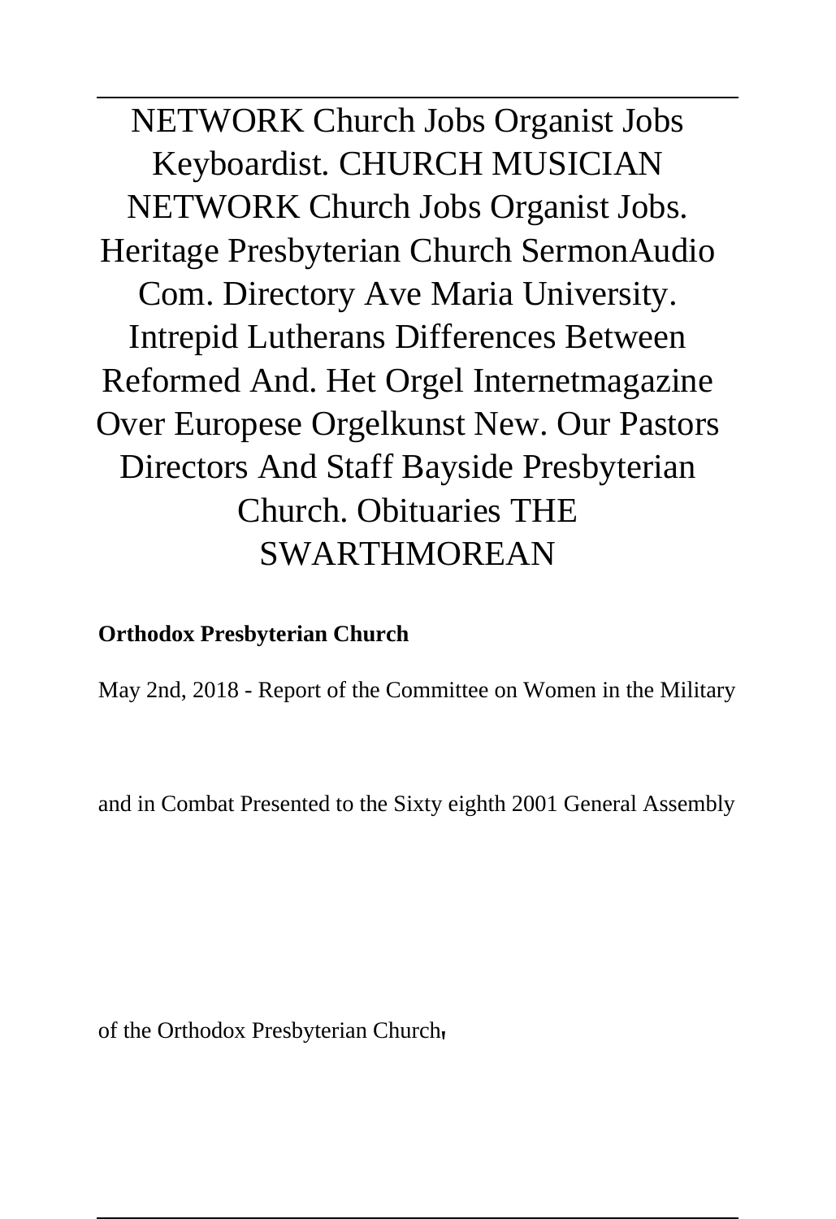NETWORK Church Jobs Organist Jobs Keyboardist. CHURCH MUSICIAN NETWORK Church Jobs Organist Jobs. Heritage Presbyterian Church SermonAudio Com. Directory Ave Maria University. Intrepid Lutherans Differences Between Reformed And. Het Orgel Internetmagazine Over Europese Orgelkunst New. Our Pastors Directors And Staff Bayside Presbyterian Church. Obituaries THE SWARTHMOREAN

**Orthodox Presbyterian Church**

May 2nd, 2018 - Report of the Committee on Women in the Military and in Combat Presented to the Sixty eighth 2001 General Assembly of the Orthodox Presbyterian Church,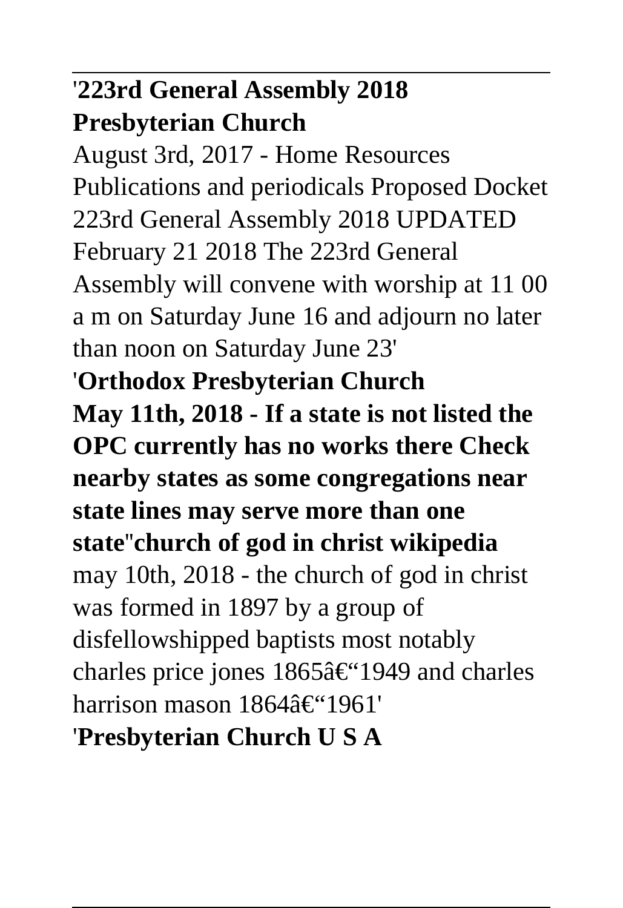'**223rd General Assembly 2018 Presbyterian Church**

August 3rd, 2017 - Home Resources Publications and periodicals Proposed Docket 223rd General Assembly 2018 UPDATED February 21 2018 The 223rd General Assembly will convene with worship at 11 00 a m on Saturday June 16 and adjourn no later than noon on Saturday June 23'

'**Orthodox Presbyterian Church**

**May 11th, 2018 - If a state is not listed the OPC currently has no works there Check nearby states as some congregations near state lines may serve more than one state**''**church of god in christ wikipedia**

may 10th, 2018 - the church of god in christ was formed in 1897 by a group of disfellowshipped baptists most notably charles price jones 1865â€"1949 and charles harrison mason 1864â€"1961'

'**Presbyterian Church U S A**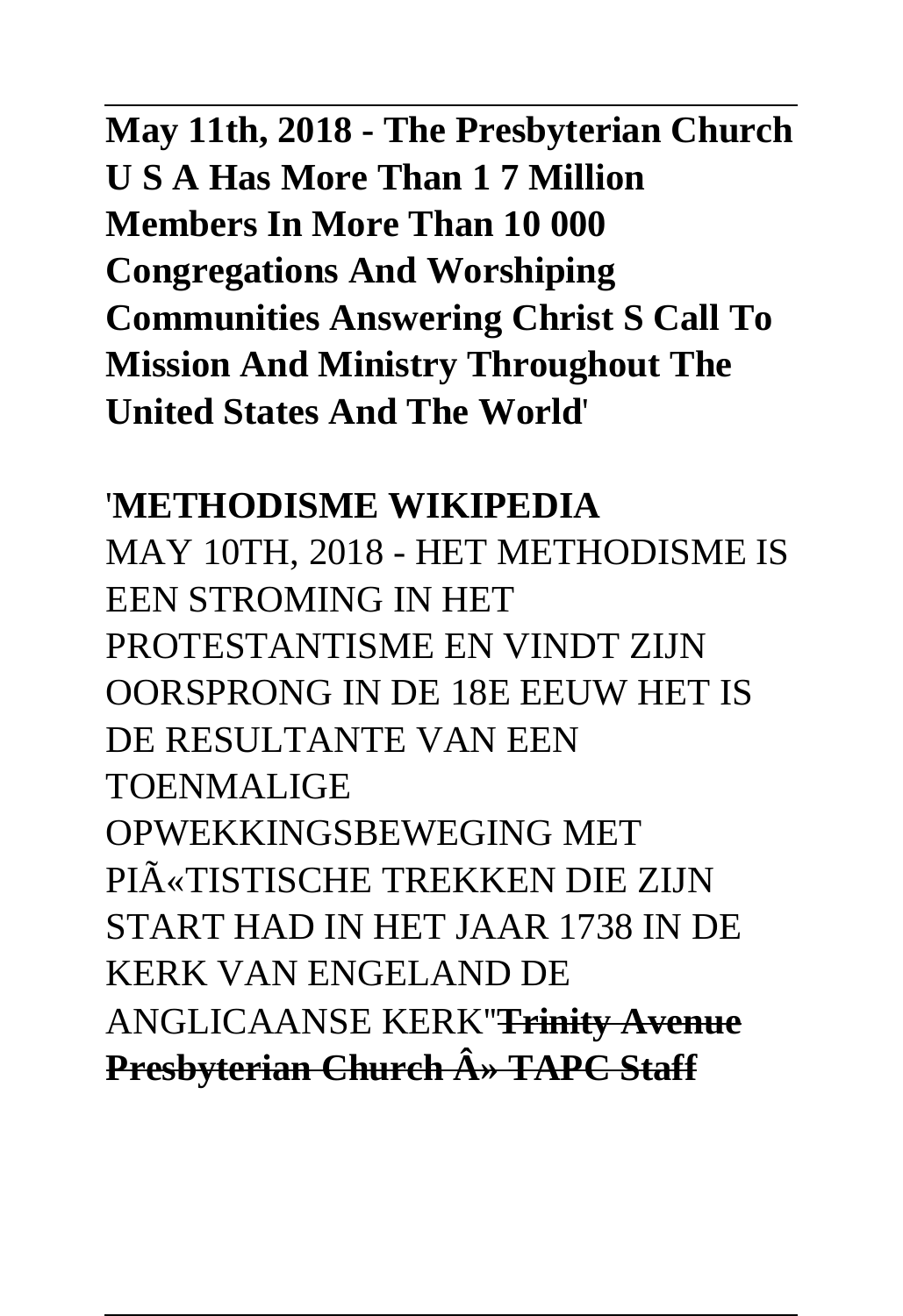**May 11th, 2018 - The Presbyterian Church U S A Has More Than 1 7 Million Members In More Than 10 000 Congregations And Worshiping Communities Answering Christ S Call To Mission And Ministry Throughout The United States And The World**'

'**METHODISME WIKIPEDIA**
MAY 10TH, 2018 - HET METHODISME IS EEN STROMING IN HET PROTESTANTISME EN VINDT ZIJN OORSPRONG IN DE 18E EEUW HET IS DE RESULTANTE VAN EEN TOENMALIGE OPWEKKINGSBEWEGING MET PIÃ«TISTISCHE TREKKEN DIE ZIJN START HAD IN HET JAAR 1738 IN DE KERK VAN ENGELAND DE ANGLICAANSE KERK''~~**Trinity Avenue Presbyterian Church Â» TAPC Staff**~~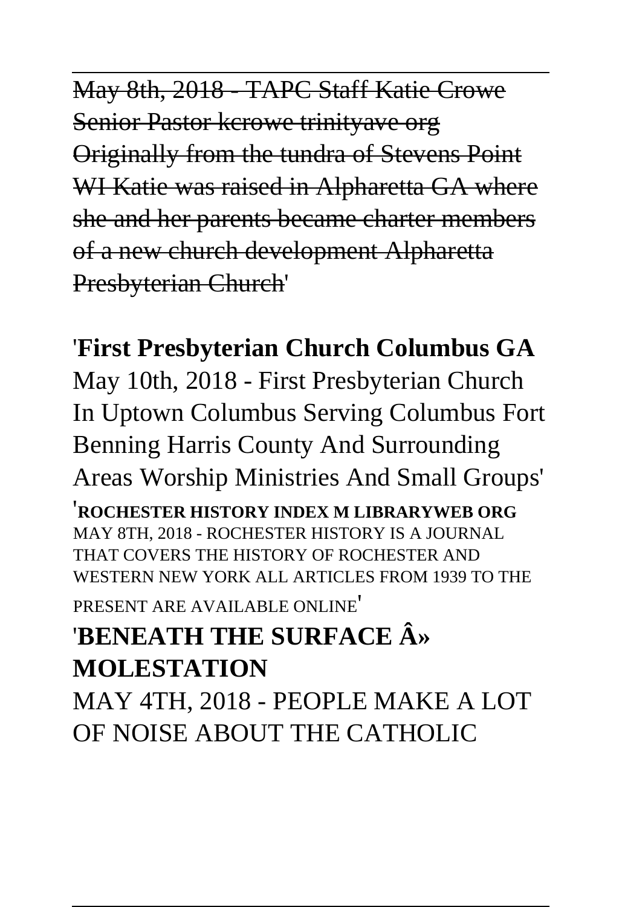~~May 8th, 2018 - TAPC Staff Katie Crowe Senior Pastor kcrowe trinityave org Originally from the tundra of Stevens Point WI Katie was raised in Alpharetta GA where she and her parents became charter members of a new church development Alpharetta Presbyterian Church~~'

'**First Presbyterian Church Columbus GA**

May 10th, 2018 - First Presbyterian Church In Uptown Columbus Serving Columbus Fort Benning Harris County And Surrounding Areas Worship Ministries And Small Groups'

'**ROCHESTER HISTORY INDEX M LIBRARYWEB ORG**

MAY 8TH, 2018 - ROCHESTER HISTORY IS A JOURNAL THAT COVERS THE HISTORY OF ROCHESTER AND WESTERN NEW YORK ALL ARTICLES FROM 1939 TO THE PRESENT ARE AVAILABLE ONLINE'

'**BENEATH THE SURFACE Â» MOLESTATION**

MAY 4TH, 2018 - PEOPLE MAKE A LOT OF NOISE ABOUT THE CATHOLIC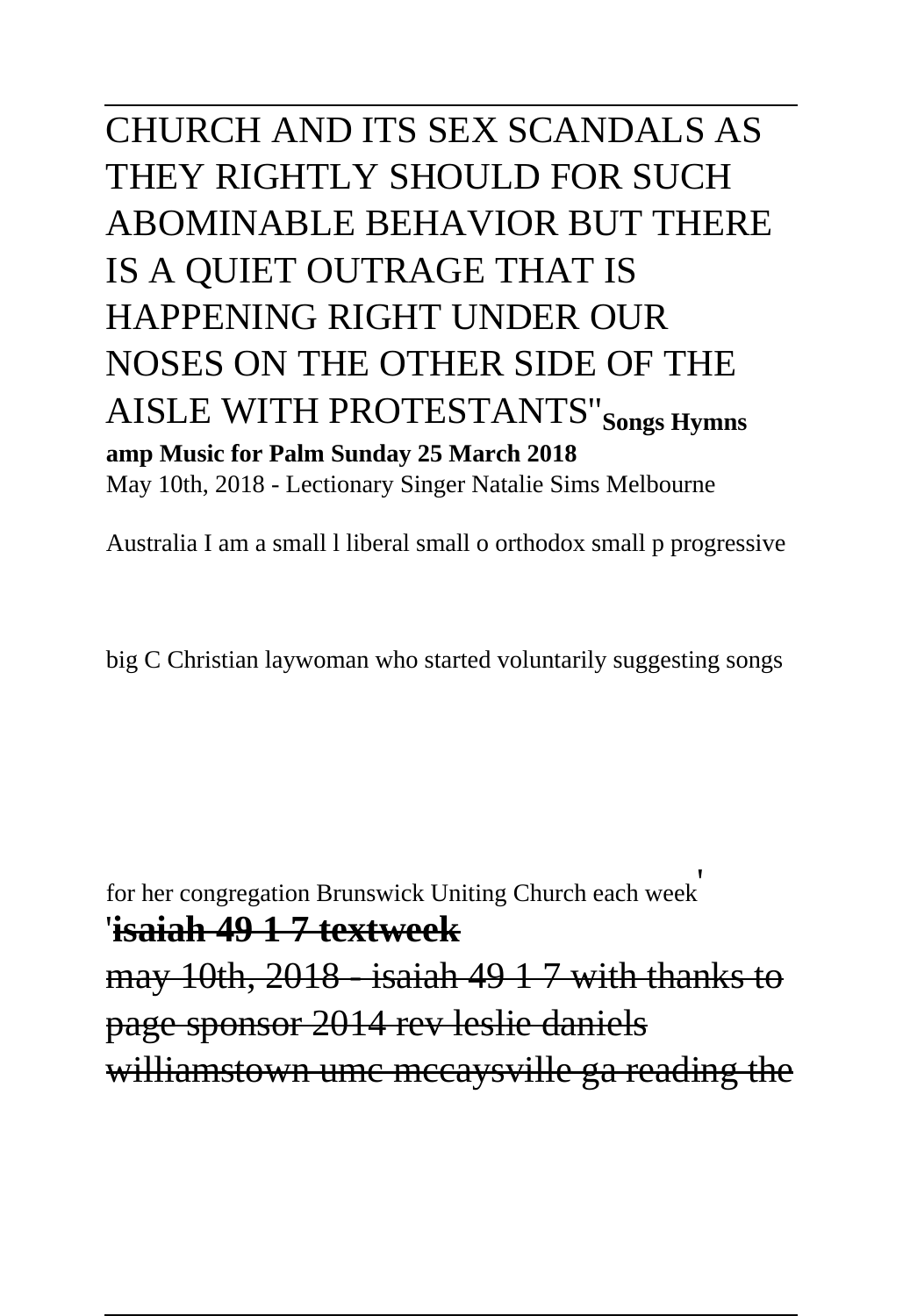CHURCH AND ITS SEX SCANDALS AS THEY RIGHTLY SHOULD FOR SUCH ABOMINABLE BEHAVIOR BUT THERE IS A QUIET OUTRAGE THAT IS HAPPENING RIGHT UNDER OUR NOSES ON THE OTHER SIDE OF THE AISLE WITH PROTESTANTS''**Songs Hymns amp Music for Palm Sunday 25 March 2018**

May 10th, 2018 - Lectionary Singer Natalie Sims Melbourne Australia I am a small l liberal small o orthodox small p progressive big C Christian laywoman who started voluntarily suggesting songs for her congregation Brunswick Uniting Church each week'

'**isaiah 49 1 7 textweek**

may 10th, 2018 - isaiah 49 1 7 with thanks to page sponsor 2014 rev leslie daniels williamstown umc mccaysville ga reading the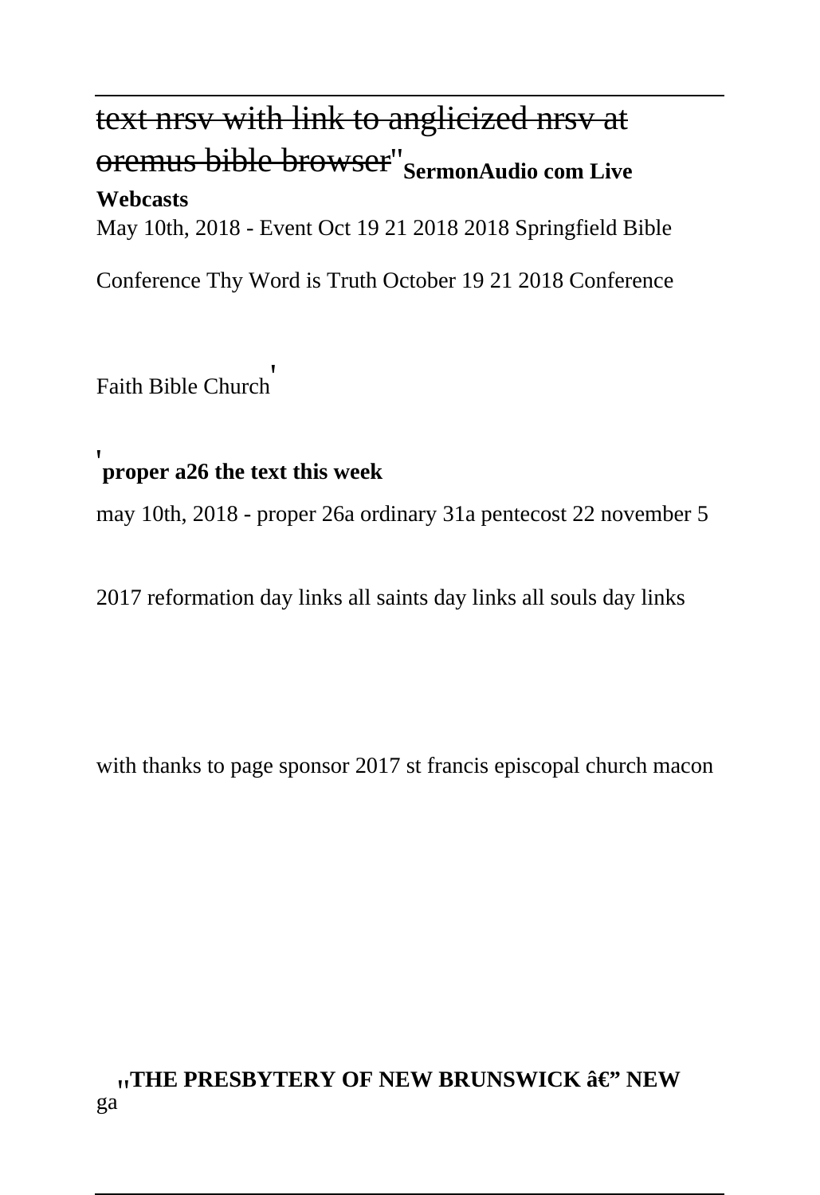~~text nrsv with link to anglicized nrsv at oremus bible browser~~''**SermonAudio com Live Webcasts**

May 10th, 2018 - Event Oct 19 21 2018 2018 Springfield Bible Conference Thy Word is Truth October 19 21 2018 Conference Faith Bible Church'

'**proper a26 the text this week**

may 10th, 2018 - proper 26a ordinary 31a pentecost 22 november 5 2017 reformation day links all saints day links all souls day links with thanks to page sponsor 2017 st francis episcopal church macon ga

''**THE PRESBYTERY OF NEW BRUNSWICK â€" NEW**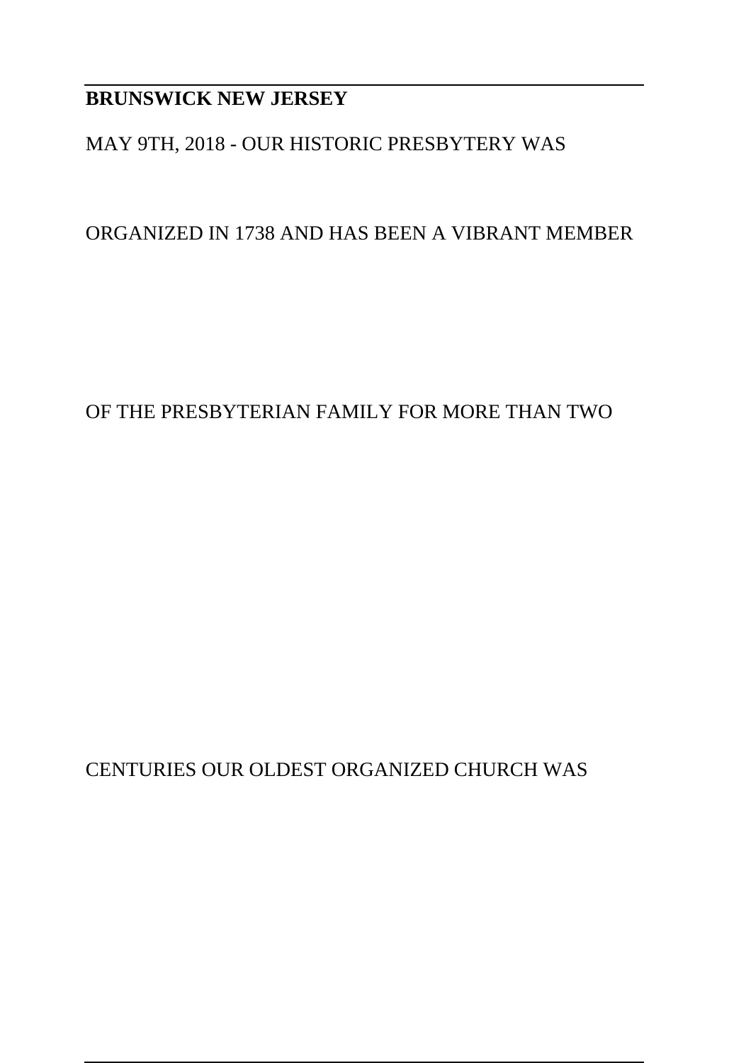**BRUNSWICK NEW JERSEY**

MAY 9TH, 2018 - OUR HISTORIC PRESBYTERY WAS

ORGANIZED IN 1738 AND HAS BEEN A VIBRANT MEMBER

OF THE PRESBYTERIAN FAMILY FOR MORE THAN TWO

CENTURIES OUR OLDEST ORGANIZED CHURCH WAS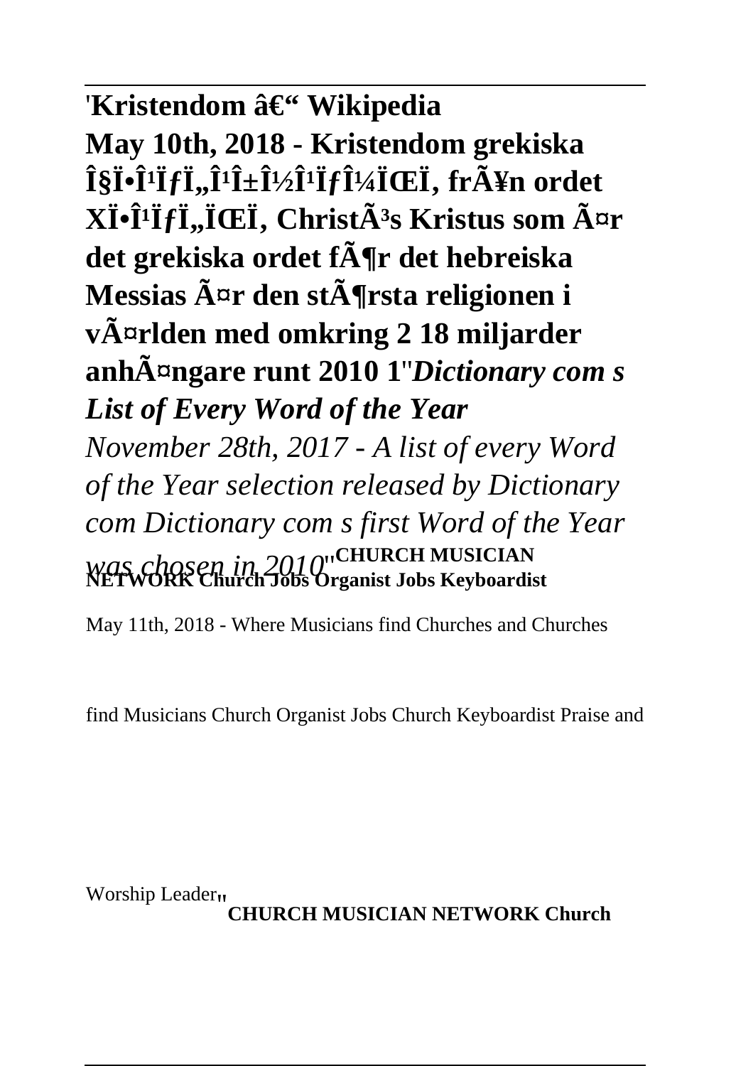'**Kristendom â€“ Wikipedia**

**May 10th, 2018 - Kristendom grekiska Î§Ï•Î¹ÏƒÏ„Î¹Î±Î½Î¹ÏƒÎ¼ÏŒÏ‚ frÃ¥n ordet XÏ•Î¹ÏƒÏ„ÏŒÏ‚ ChristÃ³s Kristus som Ã¤r det grekiska ordet fÃ¶r det hebreiska Messias Ã¤r den stÃ¶rsta religionen i vÃ¤rlden med omkring 2 18 miljarder anhÃ¤ngare runt 2010 1**''*Dictionary com s List of Every Word of the Year*

*November 28th, 2017 - A list of every Word of the Year selection released by Dictionary com Dictionary com s first Word of the Year was chosen in 2010*''**CHURCH MUSICIAN NETWORK Church Jobs Organist Jobs Keyboardist**

May 11th, 2018 - Where Musicians find Churches and Churches find Musicians Church Organist Jobs Church Keyboardist Praise and Worship Leader''

**CHURCH MUSICIAN NETWORK Church**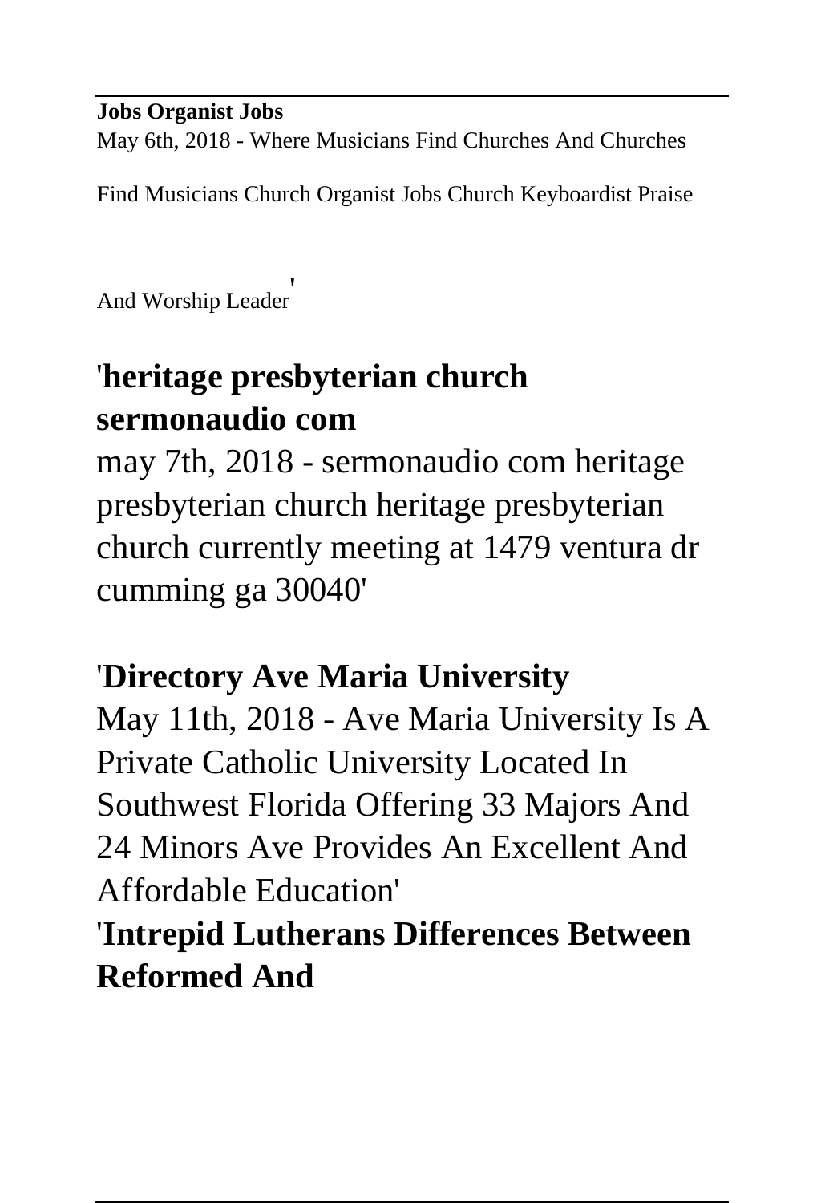**Jobs Organist Jobs**

May 6th, 2018 - Where Musicians Find Churches And Churches Find Musicians Church Organist Jobs Church Keyboardist Praise And Worship Leader'

## '**heritage presbyterian church sermonaudio com**

may 7th, 2018 - sermonaudio com heritage presbyterian church heritage presbyterian church currently meeting at 1479 ventura dr cumming ga 30040'

## '**Directory Ave Maria University**

May 11th, 2018 - Ave Maria University Is A Private Catholic University Located In Southwest Florida Offering 33 Majors And 24 Minors Ave Provides An Excellent And Affordable Education'

## '**Intrepid Lutherans Differences Between Reformed And**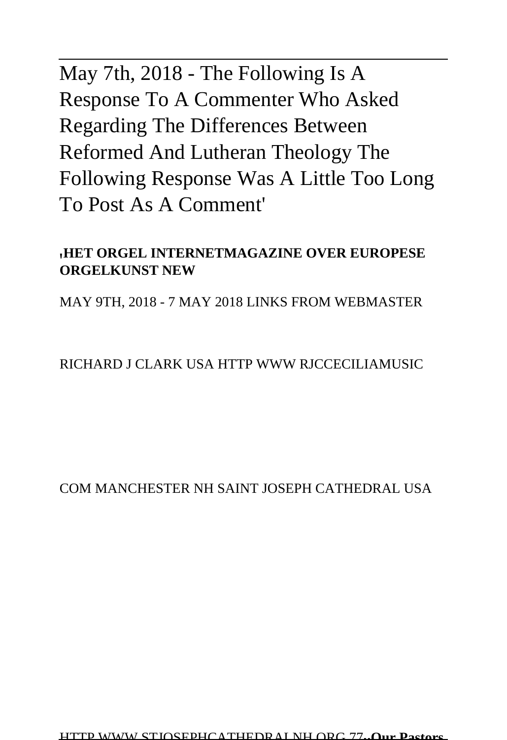May 7th, 2018 - The Following Is A Response To A Commenter Who Asked Regarding The Differences Between Reformed And Lutheran Theology The Following Response Was A Little Too Long To Post As A Comment'

'**HET ORGEL INTERNETMAGAZINE OVER EUROPESE ORGELKUNST NEW**

MAY 9TH, 2018 - 7 MAY 2018 LINKS FROM WEBMASTER

RICHARD J CLARK USA HTTP WWW RJCCECILIAMUSIC

COM MANCHESTER NH SAINT JOSEPH CATHEDRAL USA

HTTP WWW STJOSEPHCATHEDRALNH ORG 77''**Our Pastors**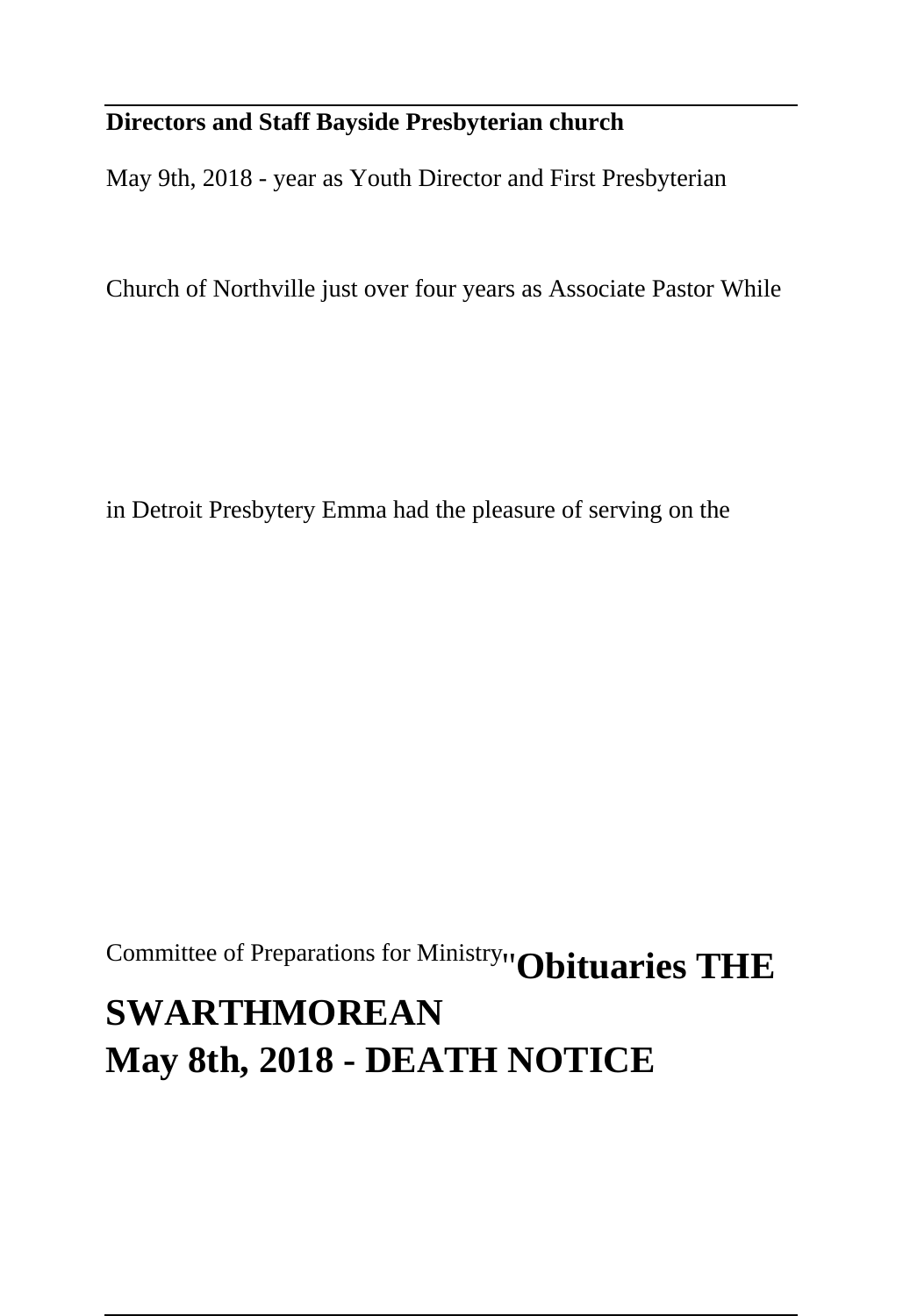**Directors and Staff Bayside Presbyterian church**

May 9th, 2018 - year as Youth Director and First Presbyterian Church of Northville just over four years as Associate Pastor While in Detroit Presbytery Emma had the pleasure of serving on the Committee of Preparations for Ministry''**Obituaries THE SWARTHMOREAN**

**May 8th, 2018 - DEATH NOTICE**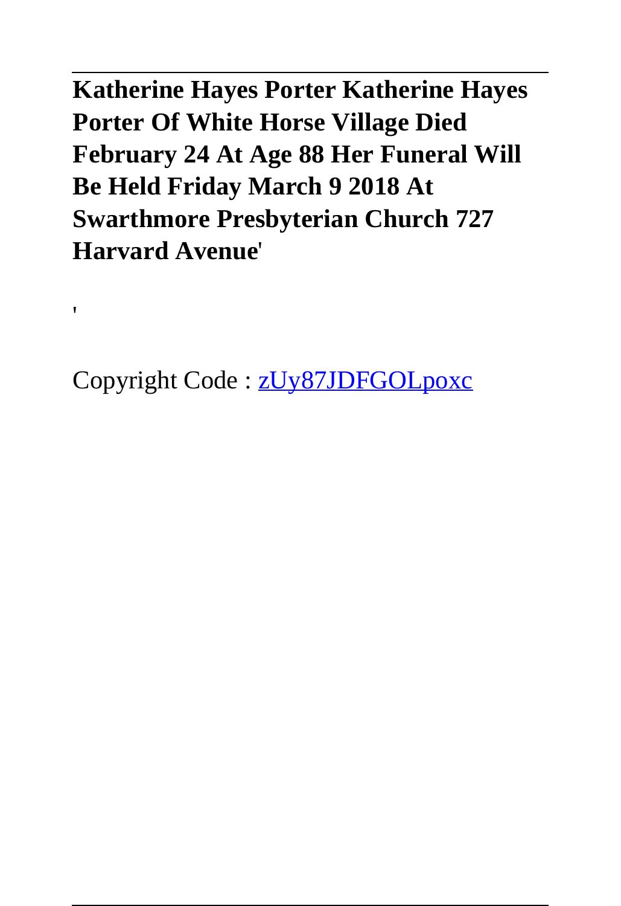**Katherine Hayes Porter Katherine Hayes Porter Of White Horse Village Died February 24 At Age 88 Her Funeral Will Be Held Friday March 9 2018 At Swarthmore Presbyterian Church 727 Harvard Avenue**'

'

Copyright Code : zUy87JDFGOLpoxc